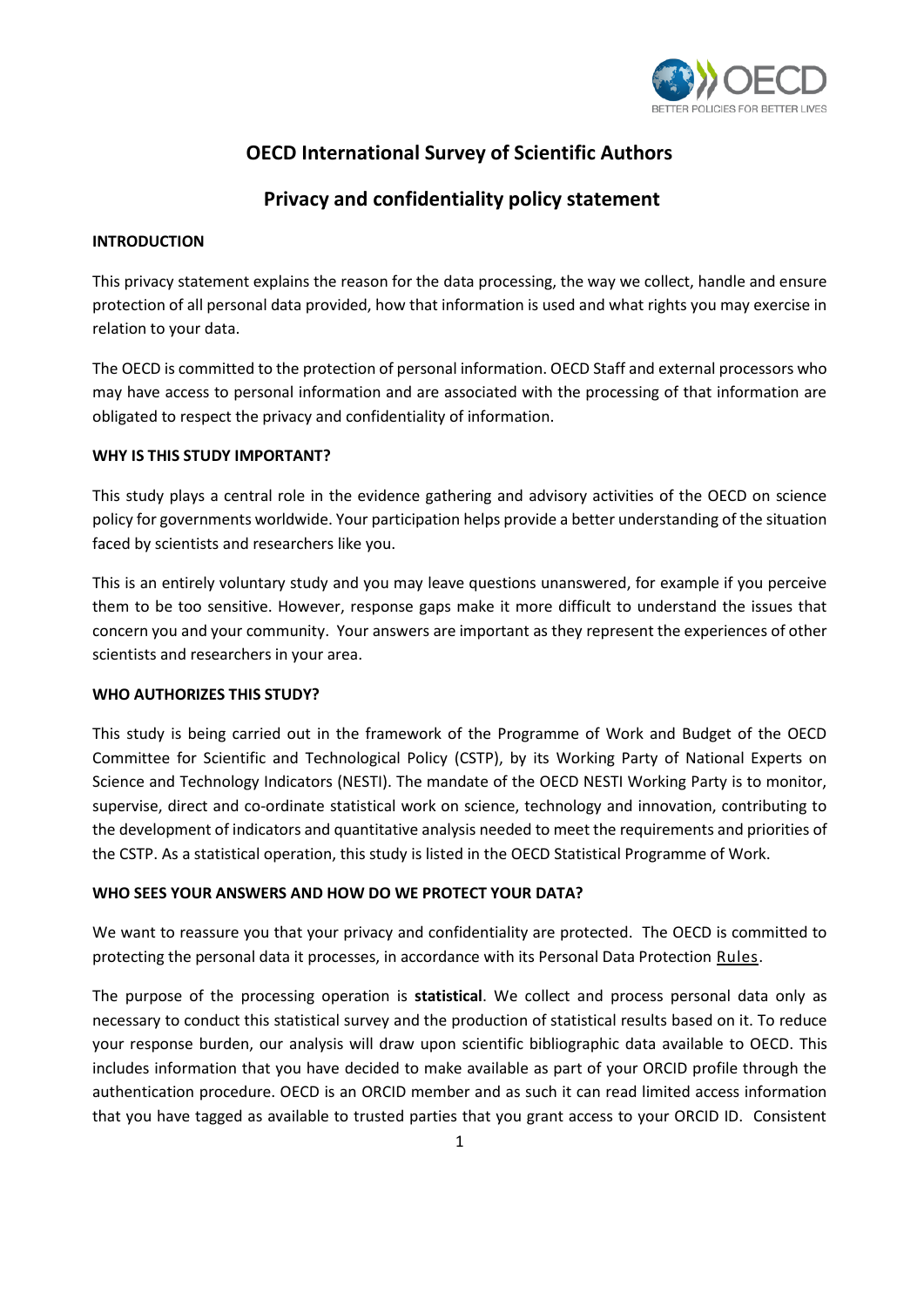# OECD International Survey of Scientific Authors

## Privacy and confidentiality policy statement

**INTRODUCTION**

This privacy statement explains the reason for the data processing, the way we collect, handle and ensure protection of all personal data provided, how that information is used and what rights you may exercise in relation to your data.

The OECD is committed to the protection of personal information. OECD Staff and external processors who may have access to personal information and are associated with the processing of that information are obligated to respect the privacy and confidentiality of information.

**WHY IS THIS STUDY IMPORTANT?**

This study plays a central role in the evidence gathering and advisory activities of the OECD on science policy for governments worldwide. Your participation helps provide a better understanding of the situation faced by scientists and researchers like you.

This is an entirely voluntary study and you may leave questions unanswered, for example if you perceive them to be too sensitive. However, response gaps make it more difficult to understand the issues that concern you and your community. Your answers are important as they represent the experiences of other scientists and researchers in your area.

**WHO AUTHORIZES THIS STUDY?**

This study is being carried out in the framework of the Programme of Work and Budget of the OECD Committee for Scientific and Technological Policy (CSTP), by its Working Party of National Experts on Science and Technology Indicators (NESTI). The mandate of the OECD NESTI Working Party is to monitor, supervise, direct and co-ordinate statistical work on science, technology and innovation, contributing to the development of indicators and quantitative analysis needed to meet the requirements and priorities of the CSTP. As a statistical operation, this study is listed in the OECD Statistical Programme of Work.

**WHO SEES YOUR ANSWERS AND HOW DO WE PROTECT YOUR DATA?**

We want to reassure you that your privacy and confidentiality are protected. The OECD is committed to protecting the personal data it processes, in accordance with its Personal Data Protection Rules.

The purpose of the processing operation is **statistical**. We collect and process personal data only as necessary to conduct this statistical survey and the production of statistical results based on it. To reduce your response burden, our analysis will draw upon scientific bibliographic data available to OECD. This includes information that you have decided to make available as part of your ORCID profile through the authentication procedure. OECD is an ORCID member and as such it can read limited access information that you have tagged as available to trusted parties that you grant access to your ORCID ID. Consistent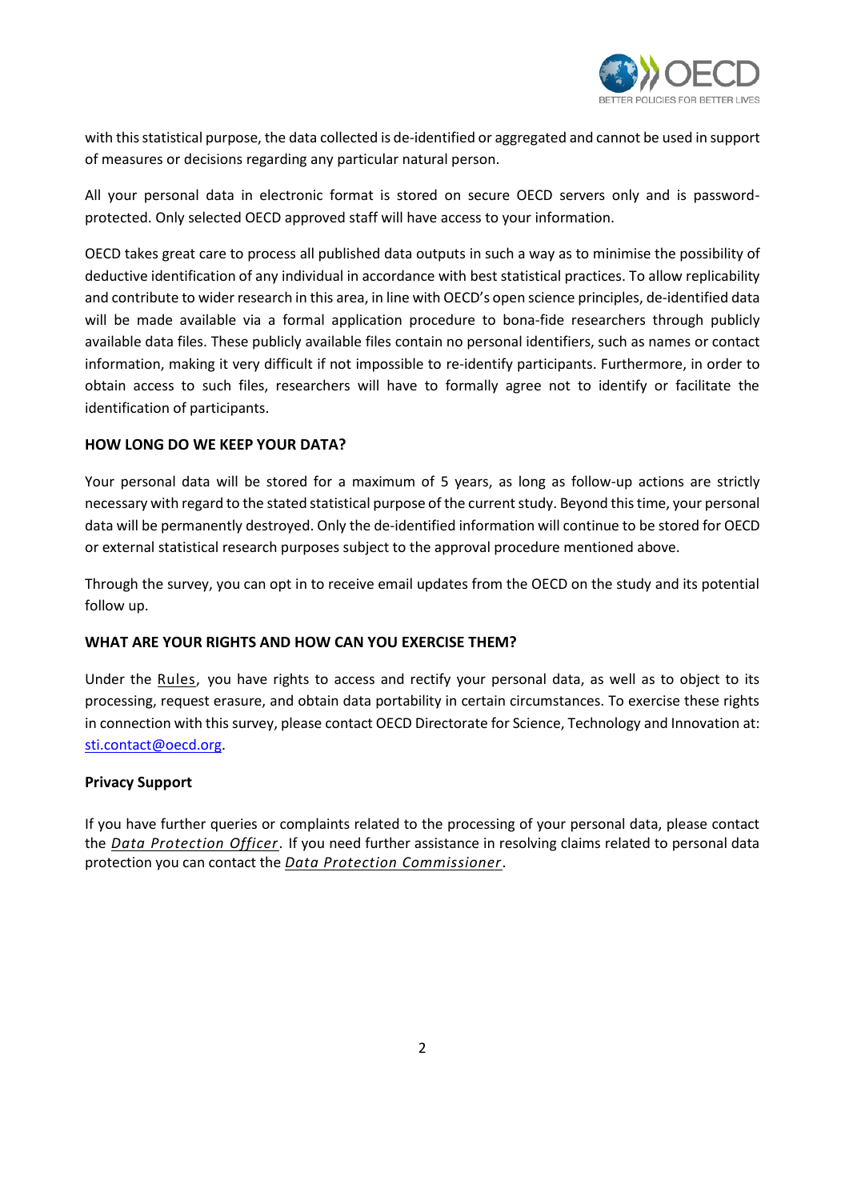with this statistical purpose, the data collected is de-identified or aggregated and cannot be used in support of measures or decisions regarding any particular natural person.

All your personal data in electronic format is stored on secure OECD servers only and is password-protected. Only selected OECD approved staff will have access to your information.

OECD takes great care to process all published data outputs in such a way as to minimise the possibility of deductive identification of any individual in accordance with best statistical practices. To allow replicability and contribute to wider research in this area, in line with OECD's open science principles, de-identified data will be made available via a formal application procedure to bona-fide researchers through publicly available data files. These publicly available files contain no personal identifiers, such as names or contact information, making it very difficult if not impossible to re-identify participants. Furthermore, in order to obtain access to such files, researchers will have to formally agree not to identify or facilitate the identification of participants.

**HOW LONG DO WE KEEP YOUR DATA?**

Your personal data will be stored for a maximum of 5 years, as long as follow-up actions are strictly necessary with regard to the stated statistical purpose of the current study. Beyond this time, your personal data will be permanently destroyed. Only the de-identified information will continue to be stored for OECD or external statistical research purposes subject to the approval procedure mentioned above.

Through the survey, you can opt in to receive email updates from the OECD on the study and its potential follow up.

**WHAT ARE YOUR RIGHTS AND HOW CAN YOU EXERCISE THEM?**

Under the Rules, you have rights to access and rectify your personal data, as well as to object to its processing, request erasure, and obtain data portability in certain circumstances. To exercise these rights in connection with this survey, please contact OECD Directorate for Science, Technology and Innovation at: sti.contact@oecd.org.

**Privacy Support**

If you have further queries or complaints related to the processing of your personal data, please contact the *Data Protection Officer*. If you need further assistance in resolving claims related to personal data protection you can contact the *Data Protection Commissioner*.